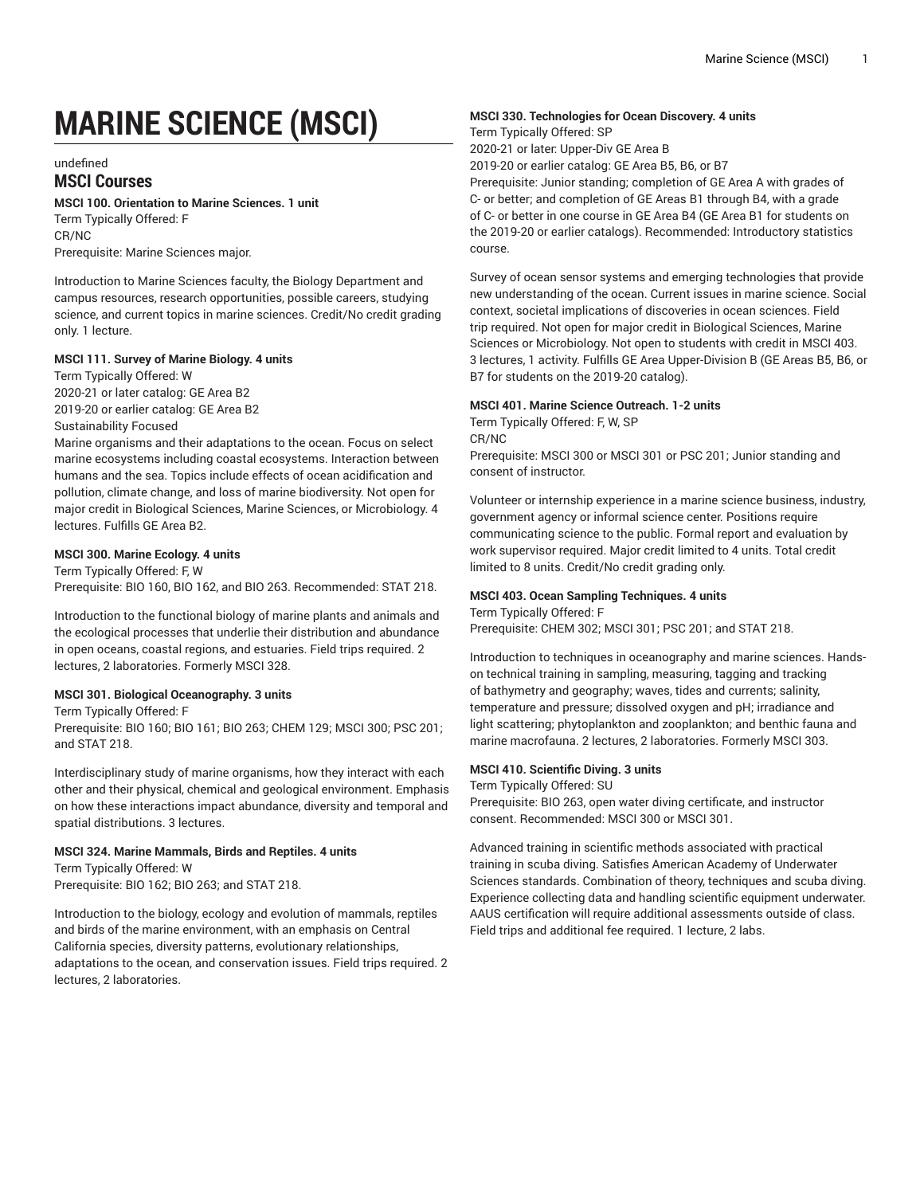# MARINE SCIENCE (MSCI)

undefined

## MSCI Courses

**MSCI 100. Orientation to Marine Sciences. 1 unit**

Term Typically Offered: F
CR/NC
Prerequisite: Marine Sciences major.

Introduction to Marine Sciences faculty, the Biology Department and campus resources, research opportunities, possible careers, studying science, and current topics in marine sciences. Credit/No credit grading only. 1 lecture.

**MSCI 111. Survey of Marine Biology. 4 units**

Term Typically Offered: W
2020-21 or later catalog: GE Area B2
2019-20 or earlier catalog: GE Area B2
Sustainability Focused
Marine organisms and their adaptations to the ocean. Focus on select marine ecosystems including coastal ecosystems. Interaction between humans and the sea. Topics include effects of ocean acidification and pollution, climate change, and loss of marine biodiversity. Not open for major credit in Biological Sciences, Marine Sciences, or Microbiology. 4 lectures. Fulfills GE Area B2.

**MSCI 300. Marine Ecology. 4 units**

Term Typically Offered: F, W
Prerequisite: BIO 160, BIO 162, and BIO 263. Recommended: STAT 218.

Introduction to the functional biology of marine plants and animals and the ecological processes that underlie their distribution and abundance in open oceans, coastal regions, and estuaries. Field trips required. 2 lectures, 2 laboratories. Formerly MSCI 328.

**MSCI 301. Biological Oceanography. 3 units**

Term Typically Offered: F
Prerequisite: BIO 160; BIO 161; BIO 263; CHEM 129; MSCI 300; PSC 201; and STAT 218.

Interdisciplinary study of marine organisms, how they interact with each other and their physical, chemical and geological environment. Emphasis on how these interactions impact abundance, diversity and temporal and spatial distributions. 3 lectures.

**MSCI 324. Marine Mammals, Birds and Reptiles. 4 units**

Term Typically Offered: W
Prerequisite: BIO 162; BIO 263; and STAT 218.

Introduction to the biology, ecology and evolution of mammals, reptiles and birds of the marine environment, with an emphasis on Central California species, diversity patterns, evolutionary relationships, adaptations to the ocean, and conservation issues. Field trips required. 2 lectures, 2 laboratories.

**MSCI 330. Technologies for Ocean Discovery. 4 units**

Term Typically Offered: SP
2020-21 or later: Upper-Div GE Area B
2019-20 or earlier catalog: GE Area B5, B6, or B7
Prerequisite: Junior standing; completion of GE Area A with grades of C- or better; and completion of GE Areas B1 through B4, with a grade of C- or better in one course in GE Area B4 (GE Area B1 for students on the 2019-20 or earlier catalogs). Recommended: Introductory statistics course.

Survey of ocean sensor systems and emerging technologies that provide new understanding of the ocean. Current issues in marine science. Social context, societal implications of discoveries in ocean sciences. Field trip required. Not open for major credit in Biological Sciences, Marine Sciences or Microbiology. Not open to students with credit in MSCI 403. 3 lectures, 1 activity. Fulfills GE Area Upper-Division B (GE Areas B5, B6, or B7 for students on the 2019-20 catalog).

**MSCI 401. Marine Science Outreach. 1-2 units**

Term Typically Offered: F, W, SP
CR/NC
Prerequisite: MSCI 300 or MSCI 301 or PSC 201; Junior standing and consent of instructor.

Volunteer or internship experience in a marine science business, industry, government agency or informal science center. Positions require communicating science to the public. Formal report and evaluation by work supervisor required. Major credit limited to 4 units. Total credit limited to 8 units. Credit/No credit grading only.

**MSCI 403. Ocean Sampling Techniques. 4 units**

Term Typically Offered: F
Prerequisite: CHEM 302; MSCI 301; PSC 201; and STAT 218.

Introduction to techniques in oceanography and marine sciences. Hands-on technical training in sampling, measuring, tagging and tracking of bathymetry and geography; waves, tides and currents; salinity, temperature and pressure; dissolved oxygen and pH; irradiance and light scattering; phytoplankton and zooplankton; and benthic fauna and marine macrofauna. 2 lectures, 2 laboratories. Formerly MSCI 303.

**MSCI 410. Scientific Diving. 3 units**

Term Typically Offered: SU
Prerequisite: BIO 263, open water diving certificate, and instructor consent. Recommended: MSCI 300 or MSCI 301.

Advanced training in scientific methods associated with practical training in scuba diving. Satisfies American Academy of Underwater Sciences standards. Combination of theory, techniques and scuba diving. Experience collecting data and handling scientific equipment underwater. AAUS certification will require additional assessments outside of class. Field trips and additional fee required. 1 lecture, 2 labs.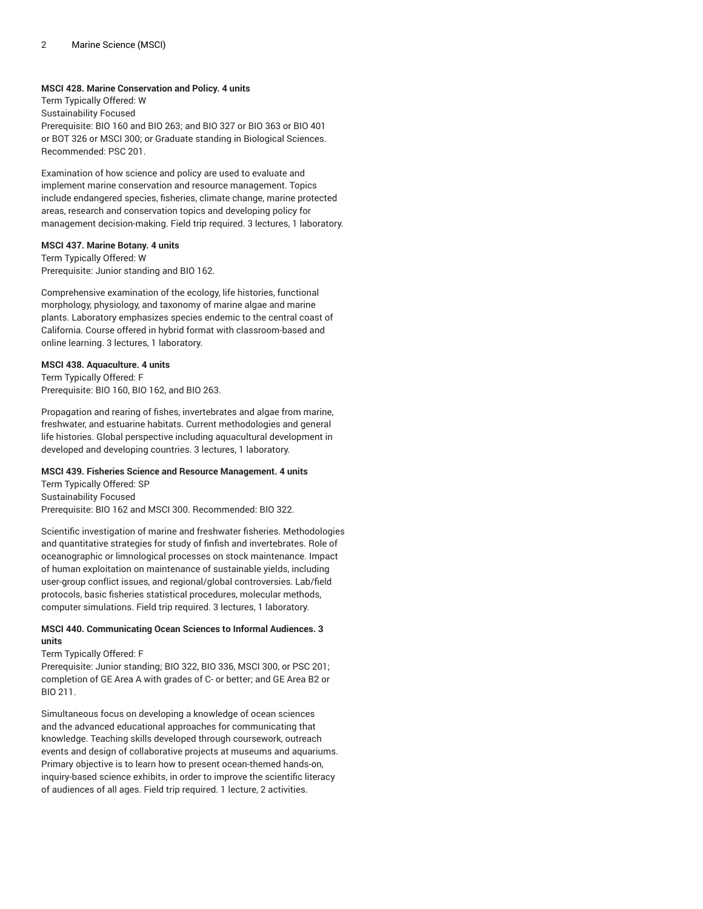**MSCI 428. Marine Conservation and Policy. 4 units**

Term Typically Offered: W
Sustainability Focused
Prerequisite: BIO 160 and BIO 263; and BIO 327 or BIO 363 or BIO 401 or BOT 326 or MSCI 300; or Graduate standing in Biological Sciences. Recommended: PSC 201.

Examination of how science and policy are used to evaluate and implement marine conservation and resource management. Topics include endangered species, fisheries, climate change, marine protected areas, research and conservation topics and developing policy for management decision-making. Field trip required. 3 lectures, 1 laboratory.

**MSCI 437. Marine Botany. 4 units**

Term Typically Offered: W
Prerequisite: Junior standing and BIO 162.

Comprehensive examination of the ecology, life histories, functional morphology, physiology, and taxonomy of marine algae and marine plants. Laboratory emphasizes species endemic to the central coast of California. Course offered in hybrid format with classroom-based and online learning. 3 lectures, 1 laboratory.

**MSCI 438. Aquaculture. 4 units**

Term Typically Offered: F
Prerequisite: BIO 160, BIO 162, and BIO 263.

Propagation and rearing of fishes, invertebrates and algae from marine, freshwater, and estuarine habitats. Current methodologies and general life histories. Global perspective including aquacultural development in developed and developing countries. 3 lectures, 1 laboratory.

**MSCI 439. Fisheries Science and Resource Management. 4 units**

Term Typically Offered: SP
Sustainability Focused
Prerequisite: BIO 162 and MSCI 300. Recommended: BIO 322.

Scientific investigation of marine and freshwater fisheries. Methodologies and quantitative strategies for study of finfish and invertebrates. Role of oceanographic or limnological processes on stock maintenance. Impact of human exploitation on maintenance of sustainable yields, including user-group conflict issues, and regional/global controversies. Lab/field protocols, basic fisheries statistical procedures, molecular methods, computer simulations. Field trip required. 3 lectures, 1 laboratory.

**MSCI 440. Communicating Ocean Sciences to Informal Audiences. 3 units**

Term Typically Offered: F
Prerequisite: Junior standing; BIO 322, BIO 336, MSCI 300, or PSC 201; completion of GE Area A with grades of C- or better; and GE Area B2 or BIO 211.

Simultaneous focus on developing a knowledge of ocean sciences and the advanced educational approaches for communicating that knowledge. Teaching skills developed through coursework, outreach events and design of collaborative projects at museums and aquariums. Primary objective is to learn how to present ocean-themed hands-on, inquiry-based science exhibits, in order to improve the scientific literacy of audiences of all ages. Field trip required. 1 lecture, 2 activities.